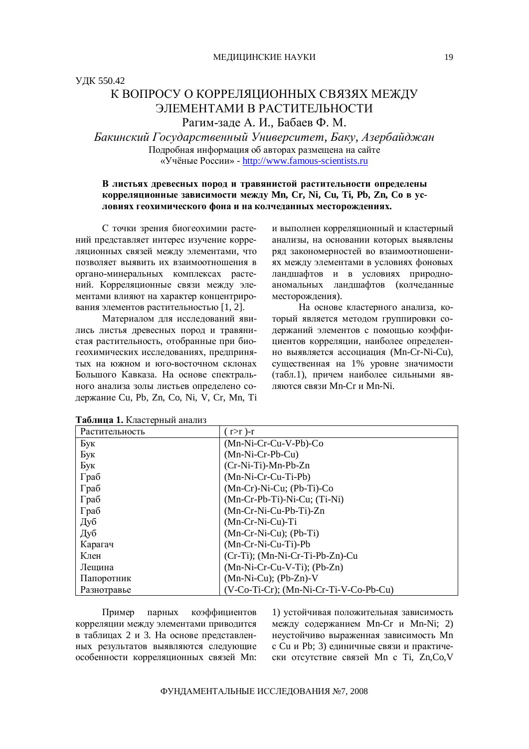УДК 550.42

# К ВОПРОСУ О КОРРЕЛЯЦИОННЫХ СВЯЗЯХ МЕЖДУ ЭЛЕМЕНТАМИ В РАСТИТЕЛЬНОСТИ

Рагим-заде А. И., Бабаев Ф. М.

*Бакинский Государственный Университет, Баку, Азербайджан*

Подробная информация об авторах размещена на сайте «Учёные России» - http://www.famous-scientists.ru

**В листьях древесных пород и травянистой растительности определены корреляционные зависимости между Mn, Cr, Ni, Cu, Ti, Pb, Zn, Co в условиях геохимического фона и на колчеданных месторождениях.**

С точки зрения биогеохимии растений представляет интерес изучение корреляционных связей между элементами, что позволяет выявить их взаимоотношения в органо-минеральных комплексах растений. Корреляционные связи между элементами влияют на характер концентрирования элементов растительностью [1, 2].

Материалом для исследований явились листья древесных пород и травянистая растительность, отобранные при биогеохимических исследованиях, предпринятых на южном и юго-восточном склонах Большого Кавказа. На основе спектрального анализа золы листьев определено содержание Cu, Pb, Zn, Co, Ni, V, Cr, Mn, Ti и выполнен корреляционный и кластерный анализы, на основании которых выявлены ряд закономерностей во взаимоотношениях между элементами в условиях фоновых ландшафтов и в условиях природно-аномальных ландшафтов (колчеданные месторождения).

На основе кластерного анализа, который является методом группировки содержаний элементов с помощью коэффициентов корреляции, наиболее определенно выявляется ассоциация (Mn-Cr-Ni-Cu), существенная на 1% уровне значимости (табл.1), причем наиболее сильными являются связи Mn-Cr и Mn-Ni.

**Таблица 1.** Кластерный анализ

| Растительность | ( r>r )-r |
|---|---|
| Бук | (Mn-Ni-Cr-Cu-V-Pb)-Co |
| Бук | (Mn-Ni-Cr-Pb-Cu) |
| Бук | (Cr-Ni-Ti)-Mn-Pb-Zn |
| Граб | (Mn-Ni-Cr-Cu-Ti-Pb) |
| Граб | (Mn-Cr)-Ni-Cu; (Pb-Ti)-Co |
| Граб | (Mn-Cr-Pb-Ti)-Ni-Cu; (Ti-Ni) |
| Граб | (Mn-Cr-Ni-Cu-Pb-Ti)-Zn |
| Дуб | (Mn-Cr-Ni-Cu)-Ti |
| Дуб | (Mn-Cr-Ni-Cu); (Pb-Ti) |
| Карагач | (Mn-Cr-Ni-Cu-Ti)-Pb |
| Клен | (Cr-Ti); (Mn-Ni-Cr-Ti-Pb-Zn)-Cu |
| Лещина | (Mn-Ni-Cr-Cu-V-Ti); (Pb-Zn) |
| Папоротник | (Mn-Ni-Cu); (Pb-Zn)-V |
| Разнотравье | (V-Co-Ti-Cr); (Mn-Ni-Cr-Ti-V-Co-Pb-Cu) |

Пример парных коэффициентов корреляции между элементами приводится в таблицах 2 и 3. На основе представленных результатов выявляются следующие особенности корреляционных связей Mn: 1) устойчивая положительная зависимость между содержанием Mn-Cr и Mn-Ni; 2) неустойчиво выраженная зависимость Mn с Cu и Pb; 3) единичные связи и практически отсутствие связей Mn с Ti, Zn,Co,V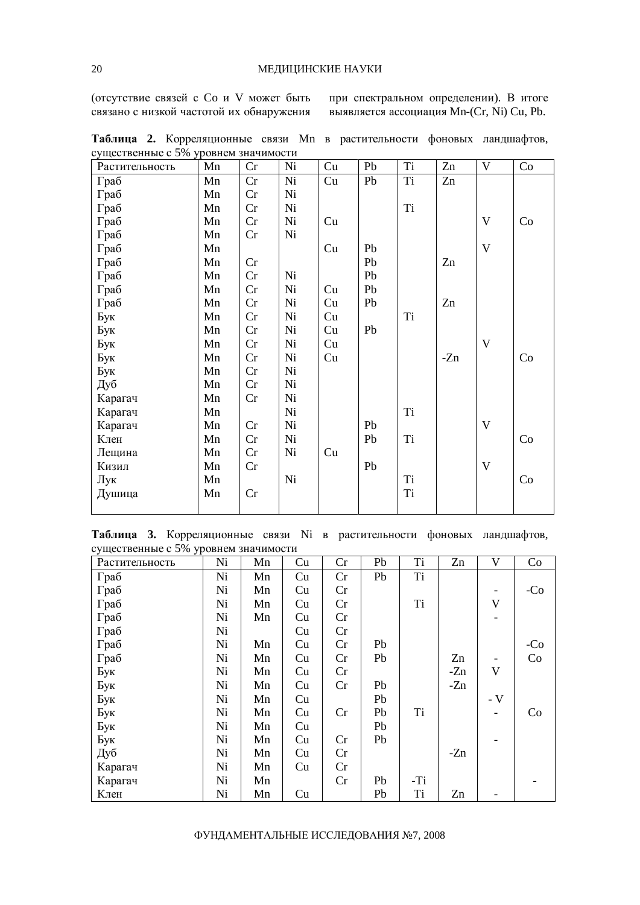(отсутствие связей с Co и V может быть связано с низкой частотой их обнаружения при спектральном определении). В итоге выявляется ассоциация Mn-(Cr, Ni) Cu, Pb.

**Таблица 2.** Корреляционные связи Mn в растительности фоновых ландшафтов, существенные с 5% уровнем значимости

| Растительность | Mn | Cr | Ni | Cu | Pb | Ti | Zn | V | Co |
|---|---|---|---|---|---|---|---|---|---|
| Граб | Mn | Cr | Ni | Cu | Pb | Ti | Zn | | |
| Граб | Mn | Cr | Ni | | | | | | |
| Граб | Mn | Cr | Ni | | | Ti | | | |
| Граб | Mn | Cr | Ni | Cu | | | | V | Co |
| Граб | Mn | Cr | Ni | | | | | | |
| Граб | Mn | | | Cu | Pb | | | V | |
| Граб | Mn | Cr | | | Pb | | Zn | | |
| Граб | Mn | Cr | Ni | | Pb | | | | |
| Граб | Mn | Cr | Ni | Cu | Pb | | | | |
| Граб | Mn | Cr | Ni | Cu | Pb | | Zn | | |
| Бук | Mn | Cr | Ni | Cu | | Ti | | | |
| Бук | Mn | Cr | Ni | Cu | Pb | | | | |
| Бук | Mn | Cr | Ni | Cu | | | | V | |
| Бук | Mn | Cr | Ni | Cu | | | -Zn | | Co |
| Бук | Mn | Cr | Ni | | | | | | |
| Дуб | Mn | Cr | Ni | | | | | | |
| Карагач | Mn | Cr | Ni | | | | | | |
| Карагач | Mn | | Ni | | | Ti | | | |
| Карагач | Mn | Cr | Ni | | Pb | | | V | |
| Клен | Mn | Cr | Ni | | Pb | Ti | | | Co |
| Лещина | Mn | Cr | Ni | Cu | | | | | |
| Кизил | Mn | Cr | | | Pb | | | V | |
| Лук | Mn | | Ni | | | Ti | | | Co |
| Душица | Mn | Cr | | | | Ti | | | |

**Таблица 3.** Корреляционные связи Ni в растительности фоновых ландшафтов, существенные с 5% уровнем значимости

| Растительность | Ni | Mn | Cu | Cr | Pb | Ti | Zn | V | Co |
|---|---|---|---|---|---|---|---|---|---|
| Граб | Ni | Mn | Cu | Cr | Pb | Ti | | | |
| Граб | Ni | Mn | Cu | Cr | | | | - | -Co |
| Граб | Ni | Mn | Cu | Cr | | Ti | | V | |
| Граб | Ni | Mn | Cu | Cr | | | | - | |
| Граб | Ni | | Cu | Cr | | | | | |
| Граб | Ni | Mn | Cu | Cr | Pb | | | | -Co |
| Граб | Ni | Mn | Cu | Cr | Pb | | Zn | - | Co |
| Бук | Ni | Mn | Cu | Cr | | | -Zn | V | |
| Бук | Ni | Mn | Cu | Cr | Pb | | -Zn | | |
| Бук | Ni | Mn | Cu | | Pb | | | - V | |
| Бук | Ni | Mn | Cu | Cr | Pb | Ti | | - | Co |
| Бук | Ni | Mn | Cu | | Pb | | | | |
| Бук | Ni | Mn | Cu | Cr | Pb | | | - | |
| Дуб | Ni | Mn | Cu | Cr | | | -Zn | | |
| Карагач | Ni | Mn | Cu | Cr | | | | | |
| Карагач | Ni | Mn | | Cr | Pb | -Ti | | | - |
| Клен | Ni | Mn | Cu | | Pb | Ti | Zn | - | |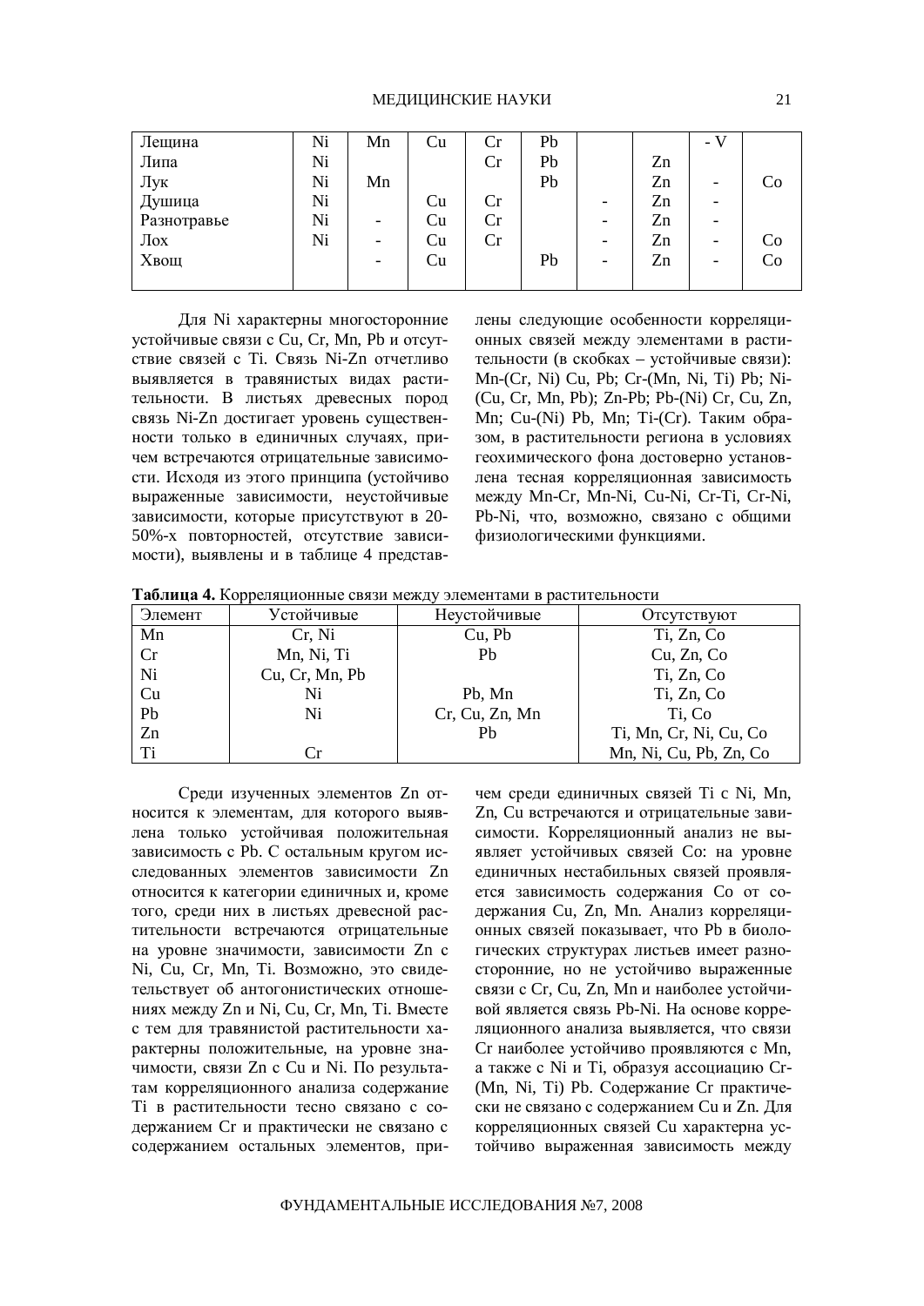| | | | | | | | | | |
|---|---|---|---|---|---|---|---|---|---|
| Лещина | Ni | Mn | Cu | Cr | Pb | | | - V | |
| Липа | Ni | | | Cr | Pb | | Zn | | |
| Лук | Ni | Mn | | | Pb | | Zn | - | Co |
| Душица | Ni | | Cu | Cr | | - | Zn | - | |
| Разнотравье | Ni | - | Cu | Cr | | - | Zn | - | |
| Лох | Ni | - | Cu | Cr | | - | Zn | - | Co |
| Хвощ | | - | Cu | | Pb | - | Zn | - | Co |

Для Ni характерны многосторонние устойчивые связи с Cu, Cr, Mn, Pb и отсутствие связей с Ti. Связь Ni-Zn отчетливо выявляется в травянистых видах растительности. В листьях древесных пород связь Ni-Zn достигает уровень существенности только в единичных случаях, причем встречаются отрицательные зависимости. Исходя из этого принципа (устойчиво выраженные зависимости, неустойчивые зависимости, которые присутствуют в 20-50%-х повторностей, отсутствие зависимости), выявлены и в таблице 4 представлены следующие особенности корреляционных связей между элементами в растительности (в скобках – устойчивые связи): Mn-(Cr, Ni) Cu, Pb; Cr-(Mn, Ni, Ti) Pb; Ni-(Cu, Cr, Mn, Pb); Zn-Pb; Pb-(Ni) Cr, Cu, Zn, Mn; Cu-(Ni) Pb, Mn; Ti-(Cr). Таким образом, в растительности региона в условиях геохимического фона достоверно установлена тесная корреляционная зависимость между Mn-Cr, Mn-Ni, Cu-Ni, Cr-Ti, Cr-Ni, Pb-Ni, что, возможно, связано с общими физиологическими функциями.

**Таблица 4.** Корреляционные связи между элементами в растительности

| Элемент | Устойчивые | Неустойчивые | Отсутствуют |
|---|---|---|---|
| Mn | Cr, Ni | Cu, Pb | Ti, Zn, Co |
| Cr | Mn, Ni, Ti | Pb | Cu, Zn, Co |
| Ni | Cu, Cr, Mn, Pb | | Ti, Zn, Co |
| Cu | Ni | Pb, Mn | Ti, Zn, Co |
| Pb | Ni | Cr, Cu, Zn, Mn | Ti, Co |
| Zn | | Pb | Ti, Mn, Cr, Ni, Cu, Co |
| Ti | Cr | | Mn, Ni, Cu, Pb, Zn, Co |

Среди изученных элементов Zn относится к элементам, для которого выявлена только устойчивая положительная зависимость с Pb. С остальным кругом исследованных элементов зависимости Zn относится к категории единичных и, кроме того, среди них в листьях древесной растительности встречаются отрицательные на уровне значимости, зависимости Zn с Ni, Cu, Cr, Mn, Ti. Возможно, это свидетельствует об антогонистических отношениях между Zn и Ni, Cu, Cr, Mn, Ti. Вместе с тем для травянистой растительности характерны положительные, на уровне значимости, связи Zn с Cu и Ni. По результатам корреляционного анализа содержание Ti в растительности тесно связано с содержанием Cr и практически не связано с содержанием остальных элементов, причем среди единичных связей Ti с Ni, Mn, Zn, Cu встречаются и отрицательные зависимости. Корреляционный анализ не выявляет устойчивых связей Co: на уровне единичных нестабильных связей проявляется зависимость содержания Co от содержания Cu, Zn, Mn. Анализ корреляционных связей показывает, что Pb в биологических структурах листьев имеет разносторонние, но не устойчиво выраженные связи с Cr, Cu, Zn, Mn и наиболее устойчивой является связь Pb-Ni. На основе корреляционного анализа выявляется, что связи Cr наиболее устойчиво проявляются с Mn, а также с Ni и Ti, образуя ассоциацию Cr-(Mn, Ni, Ti) Pb. Содержание Cr практически не связано с содержанием Cu и Zn. Для корреляционных связей Cu характерна устойчиво выраженная зависимость между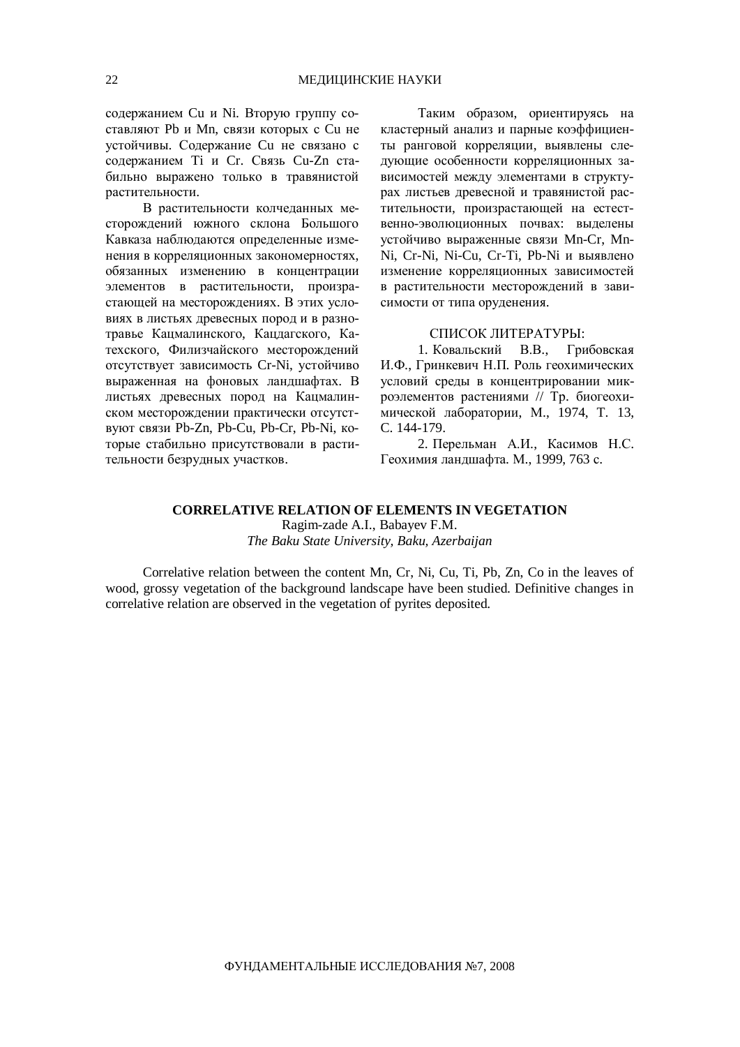содержанием Cu и Ni. Вторую группу составляют Pb и Mn, связи которых с Cu не устойчивы. Содержание Cu не связано с содержанием Ti и Cr. Связь Cu-Zn стабильно выражено только в травянистой растительности.

В растительности колчеданных месторождений южного склона Большого Кавказа наблюдаются определенные изменения в корреляционных закономерностях, обязанных изменению в концентрации элементов в растительности, произрастающей на месторождениях. В этих условиях в листьях древесных пород и в разнотравье Кацмалинского, Кацдагского, Катехского, Филизчайского месторождений отсутствует зависимость Cr-Ni, устойчиво выраженная на фоновых ландшафтах. В листьях древесных пород на Кацмалинском месторождении практически отсутствуют связи Pb-Zn, Pb-Cu, Pb-Cr, Pb-Ni, которые стабильно присутствовали в растительности безрудных участков.

Таким образом, ориентируясь на кластерный анализ и парные коэффициенты ранговой корреляции, выявлены следующие особенности корреляционных зависимостей между элементами в структурах листьев древесной и травянистой растительности, произрастающей на естественно-эволюционных почвах: выделены устойчиво выраженные связи Mn-Cr, Mn-Ni, Cr-Ni, Ni-Cu, Cr-Ti, Pb-Ni и выявлено изменение корреляционных зависимостей в растительности месторождений в зависимости от типа оруденения.

## СПИСОК ЛИТЕРАТУРЫ:

1. Ковальский В.В., Грибовская И.Ф., Гринкевич Н.П. Роль геохимических условий среды в концентрировании микроэлементов растениями // Тр. биогеохимической лаборатории, М., 1974, Т. 13, С. 144-179.
2. Перельман А.И., Касимов Н.С. Геохимия ландшафта. М., 1999, 763 с.

## CORRELATIVE RELATION OF ELEMENTS IN VEGETATION

Ragim-zade A.I., Babayev F.M.

*The Baku State University, Baku, Azerbaijan*

Correlative relation between the content Mn, Cr, Ni, Cu, Ti, Pb, Zn, Co in the leaves of wood, grossy vegetation of the background landscape have been studied. Definitive changes in correlative relation are observed in the vegetation of pyrites deposited.